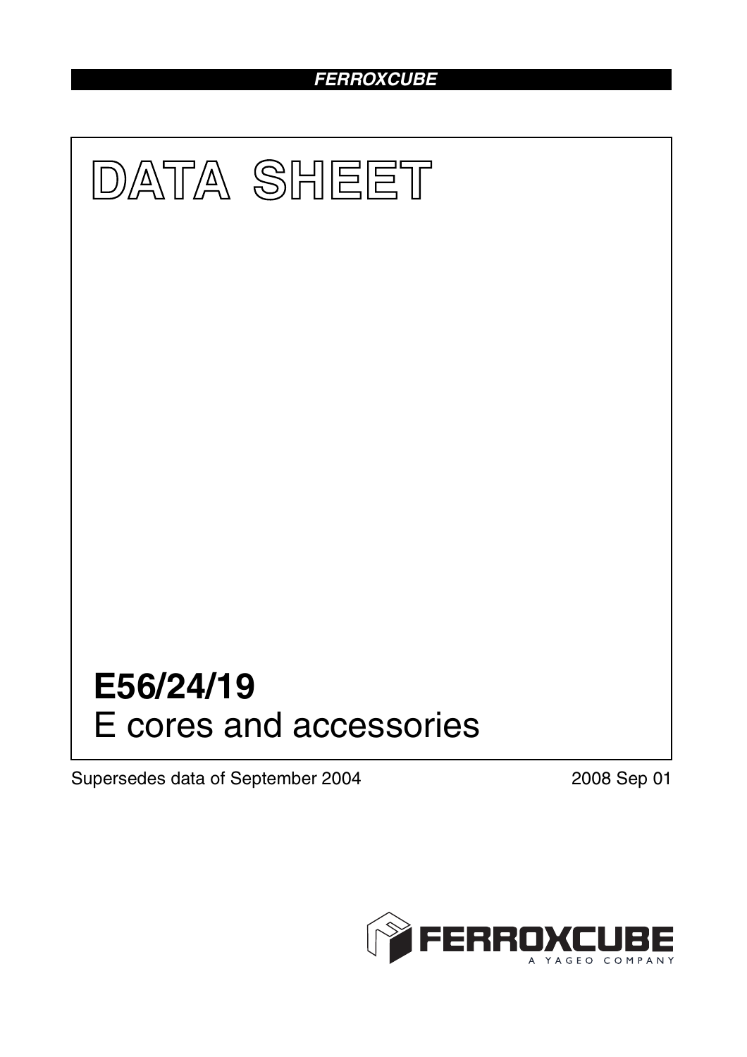FERROXCUBE

# DATA SHEET

# E56/24/19

E cores and accessories

Supersedes data of September 2004

2008 Sep 01

FERROXCUBE

A YAGEO COMPANY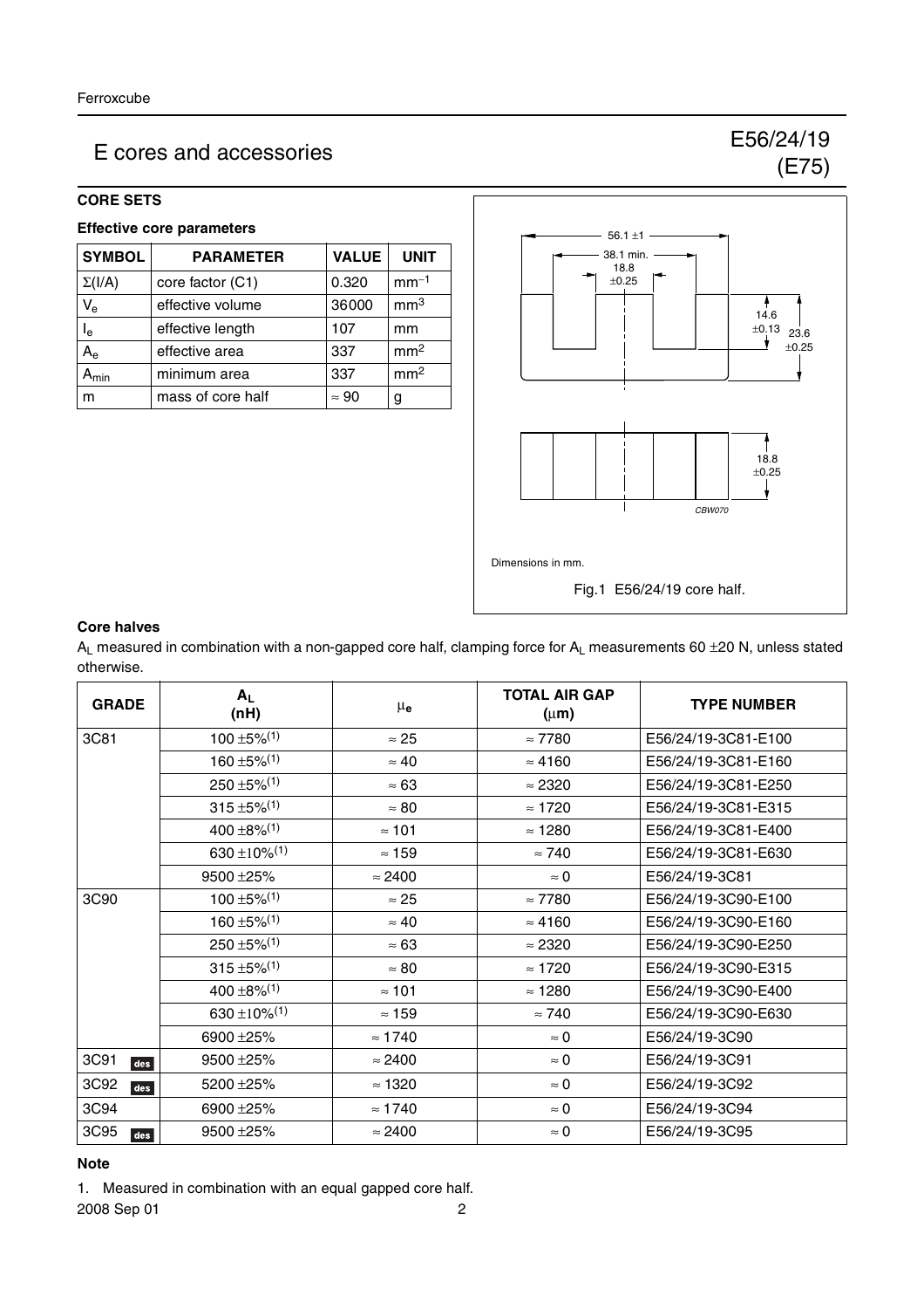## E cores and accessories

## E56/24/19 (E75)

### CORE SETS

#### Effective core parameters

| SYMBOL | PARAMETER | VALUE | UNIT |
|---|---|---|---|
| $\Sigma(I/A)$ | core factor (C1) | 0.320 | $mm^{-1}$ |
| $V_e$ | effective volume | 36000 | $mm^3$ |
| $I_e$ | effective length | 107 | mm |
| $A_e$ | effective area | 337 | $mm^2$ |
| $A_{min}$ | minimum area | 337 | $mm^2$ |
| m | mass of core half | ≈ 90 | g |

Dimensions in mm.

Fig.1 E56/24/19 core half.

#### Core halves

$A_L$ measured in combination with a non-gapped core half, clamping force for $A_L$ measurements 60 ±20 N, unless stated otherwise.

| GRADE | $A_L$ (nH) | $\mu_e$ | TOTAL AIR GAP (μm) | TYPE NUMBER |
|---|---|---|---|---|
| 3C81 | 100 ±5%(1) | ≈ 25 | ≈ 7780 | E56/24/19-3C81-E100 |
| | 160 ±5%(1) | ≈ 40 | ≈ 4160 | E56/24/19-3C81-E160 |
| | 250 ±5%(1) | ≈ 63 | ≈ 2320 | E56/24/19-3C81-E250 |
| | 315 ±5%(1) | ≈ 80 | ≈ 1720 | E56/24/19-3C81-E315 |
| | 400 ±8%(1) | ≈ 101 | ≈ 1280 | E56/24/19-3C81-E400 |
| | 630 ±10%(1) | ≈ 159 | ≈ 740 | E56/24/19-3C81-E630 |
| | 9500 ±25% | ≈ 2400 | ≈ 0 | E56/24/19-3C81 |
| 3C90 | 100 ±5%(1) | ≈ 25 | ≈ 7780 | E56/24/19-3C90-E100 |
| | 160 ±5%(1) | ≈ 40 | ≈ 4160 | E56/24/19-3C90-E160 |
| | 250 ±5%(1) | ≈ 63 | ≈ 2320 | E56/24/19-3C90-E250 |
| | 315 ±5%(1) | ≈ 80 | ≈ 1720 | E56/24/19-3C90-E315 |
| | 400 ±8%(1) | ≈ 101 | ≈ 1280 | E56/24/19-3C90-E400 |
| | 630 ±10%(1) | ≈ 159 | ≈ 740 | E56/24/19-3C90-E630 |
| | 6900 ±25% | ≈ 1740 | ≈ 0 | E56/24/19-3C90 |
| 3C91 des | 9500 ±25% | ≈ 2400 | ≈ 0 | E56/24/19-3C91 |
| 3C92 des | 5200 ±25% | ≈ 1320 | ≈ 0 | E56/24/19-3C92 |
| 3C94 | 6900 ±25% | ≈ 1740 | ≈ 0 | E56/24/19-3C94 |
| 3C95 des | 9500 ±25% | ≈ 2400 | ≈ 0 | E56/24/19-3C95 |

**Note**

1. Measured in combination with an equal gapped core half.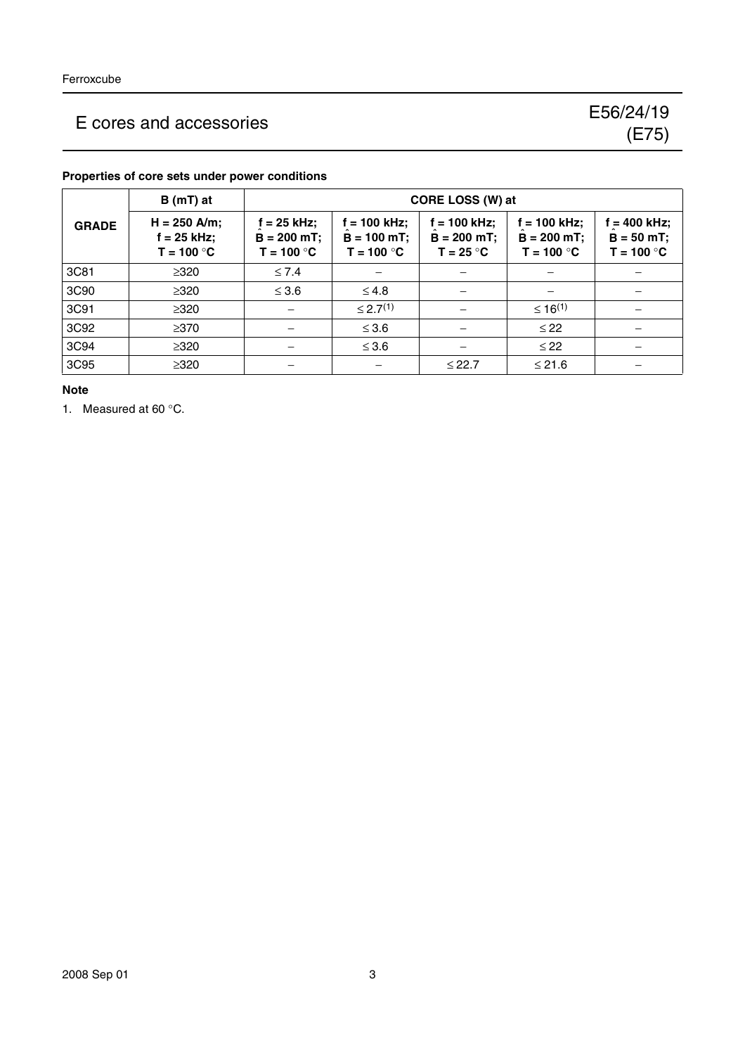## Properties of core sets under power conditions

| GRADE | B (mT) at | CORE LOSS (W) at | | | | |
|---|---|---|---|---|---|---|
| | H = 250 A/m; f = 25 kHz; T = 100 °C | f = 25 kHz; $\hat{B}$ = 200 mT; T = 100 °C | f = 100 kHz; $\hat{B}$ = 100 mT; T = 100 °C | f = 100 kHz; $\hat{B}$ = 200 mT; T = 25 °C | f = 100 kHz; $\hat{B}$ = 200 mT; T = 100 °C | f = 400 kHz; $\hat{B}$ = 50 mT; T = 100 °C |
| 3C81 | ≥320 | ≤ 7.4 | – | – | – | – |
| 3C90 | ≥320 | ≤ 3.6 | ≤ 4.8 | – | – | – |
| 3C91 | ≥320 | – | ≤ 2.7[1] | – | ≤ 16[1] | – |
| 3C92 | ≥370 | – | ≤ 3.6 | – | ≤ 22 | – |
| 3C94 | ≥320 | – | ≤ 3.6 | – | ≤ 22 | – |
| 3C95 | ≥320 | – | – | ≤ 22.7 | ≤ 21.6 | – |

**Note**

1. Measured at 60 °C.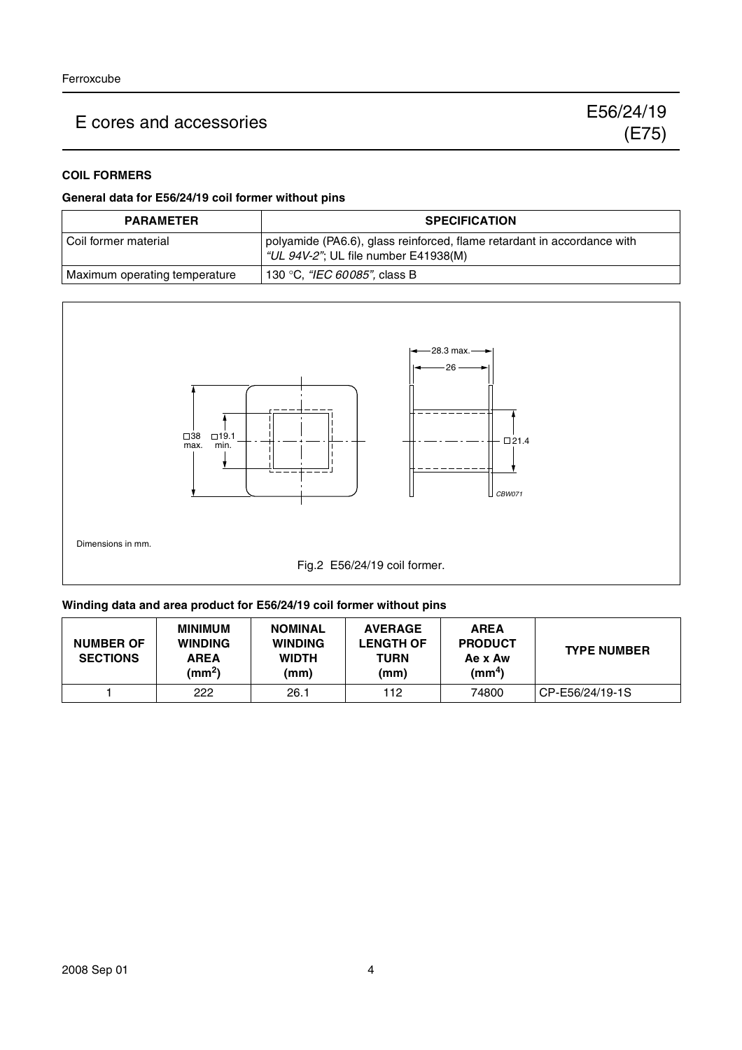### COIL FORMERS

**General data for E56/24/19 coil former without pins**

| PARAMETER | SPECIFICATION |
|---|---|
| Coil former material | polyamide (PA6.6), glass reinforced, flame retardant in accordance with *"UL 94V-2"*; UL file number E41938(M) |
| Maximum operating temperature | 130 °C, *"IEC 60085"*, class B |

Dimensions in mm.

Fig.2 E56/24/19 coil former.

**Winding data and area product for E56/24/19 coil former without pins**

| NUMBER OF SECTIONS | MINIMUM WINDING AREA ($mm^2$) | NOMINAL WINDING WIDTH (mm) | AVERAGE LENGTH OF TURN (mm) | AREA PRODUCT Ae x Aw ($mm^4$) | TYPE NUMBER |
|---|---|---|---|---|---|
| 1 | 222 | 26.1 | 112 | 74800 | CP-E56/24/19-1S |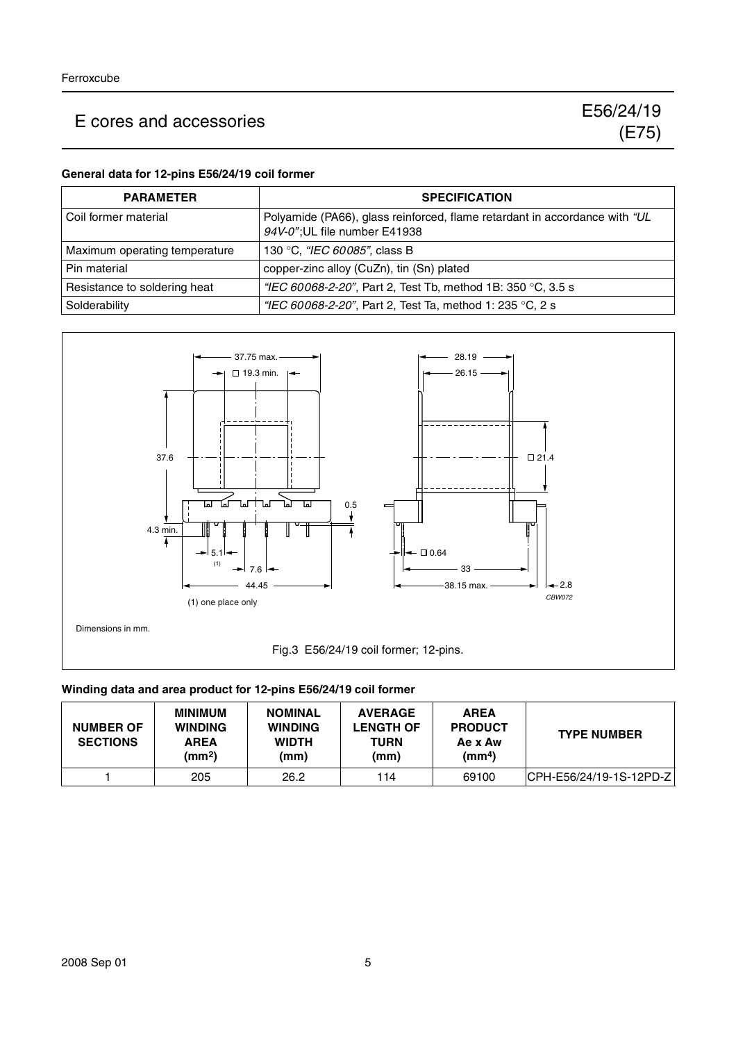### General data for 12-pins E56/24/19 coil former

| PARAMETER | SPECIFICATION |
|---|---|
| Coil former material | Polyamide (PA66), glass reinforced, flame retardant in accordance with *"UL 94V-0"*;UL file number E41938 |
| Maximum operating temperature | 130 °C, *"IEC 60085"*, class B |
| Pin material | copper-zinc alloy (CuZn), tin (Sn) plated |
| Resistance to soldering heat | *"IEC 60068-2-20"*, Part 2, Test Tb, method 1B: 350 °C, 3.5 s |
| Solderability | *"IEC 60068-2-20"*, Part 2, Test Ta, method 1: 235 °C, 2 s |

(1) one place only

Dimensions in mm.

Fig.3 E56/24/19 coil former; 12-pins.

### Winding data and area product for 12-pins E56/24/19 coil former

| NUMBER OF SECTIONS | MINIMUM WINDING AREA ($mm^2$) | NOMINAL WINDING WIDTH (mm) | AVERAGE LENGTH OF TURN (mm) | AREA PRODUCT Ae x Aw ($mm^4$) | TYPE NUMBER |
|---|---|---|---|---|---|
| 1 | 205 | 26.2 | 114 | 69100 | CPH-E56/24/19-1S-12PD-Z |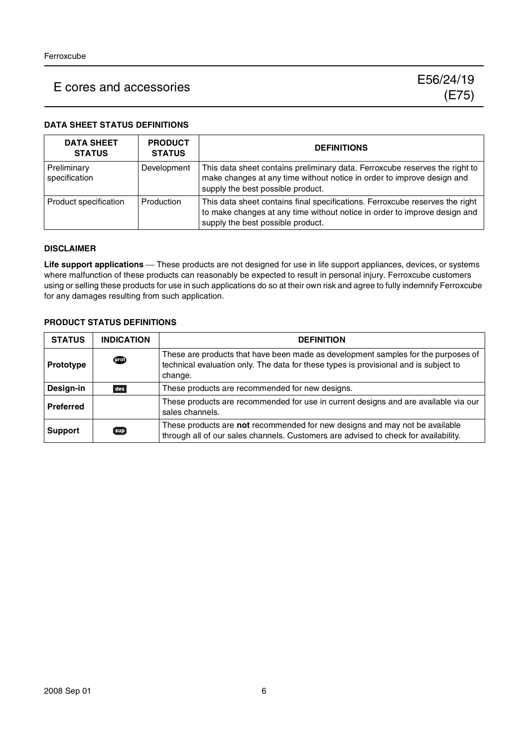## DATA SHEET STATUS DEFINITIONS

| DATA SHEET STATUS | PRODUCT STATUS | DEFINITIONS |
|---|---|---|
| Preliminary specification | Development | This data sheet contains preliminary data. Ferroxcube reserves the right to make changes at any time without notice in order to improve design and supply the best possible product. |
| Product specification | Production | This data sheet contains final specifications. Ferroxcube reserves the right to make changes at any time without notice in order to improve design and supply the best possible product. |

## DISCLAIMER

**Life support applications** — These products are not designed for use in life support appliances, devices, or systems where malfunction of these products can reasonably be expected to result in personal injury. Ferroxcube customers using or selling these products for use in such applications do so at their own risk and agree to fully indemnify Ferroxcube for any damages resulting from such application.

## PRODUCT STATUS DEFINITIONS

| STATUS | INDICATION | DEFINITION |
|---|---|---|
| **Prototype** | prot | These are products that have been made as development samples for the purposes of technical evaluation only. The data for these types is provisional and is subject to change. |
| **Design-in** | des | These products are recommended for new designs. |
| **Preferred** | | These products are recommended for use in current designs and are available via our sales channels. |
| **Support** | sup | These products are **not** recommended for new designs and may not be available through all of our sales channels. Customers are advised to check for availability. |